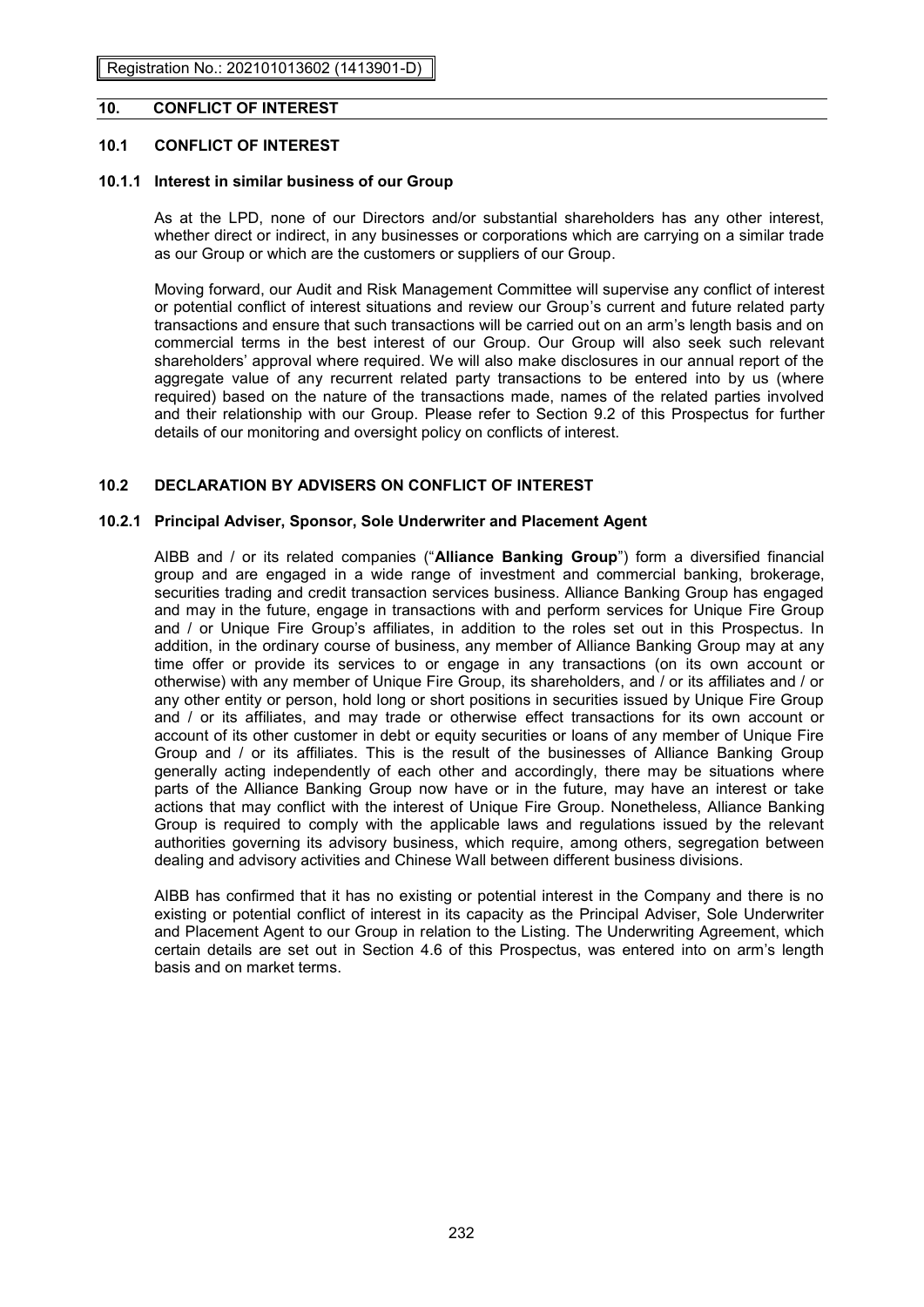Registration No.: 202101013602 (1413901-D)

# 10. CONFLICT OF INTEREST

## 10.1 CONFLICT OF INTEREST

### 10.1.1 Interest in similar business of our Group

As at the LPD, none of our Directors and/or substantial shareholders has any other interest, whether direct or indirect, in any businesses or corporations which are carrying on a similar trade as our Group or which are the customers or suppliers of our Group.

Moving forward, our Audit and Risk Management Committee will supervise any conflict of interest or potential conflict of interest situations and review our Group's current and future related party transactions and ensure that such transactions will be carried out on an arm's length basis and on commercial terms in the best interest of our Group. Our Group will also seek such relevant shareholders' approval where required. We will also make disclosures in our annual report of the aggregate value of any recurrent related party transactions to be entered into by us (where required) based on the nature of the transactions made, names of the related parties involved and their relationship with our Group. Please refer to Section 9.2 of this Prospectus for further details of our monitoring and oversight policy on conflicts of interest.

## 10.2 DECLARATION BY ADVISERS ON CONFLICT OF INTEREST

### 10.2.1 Principal Adviser, Sponsor, Sole Underwriter and Placement Agent

AIBB and / or its related companies ("**Alliance Banking Group**") form a diversified financial group and are engaged in a wide range of investment and commercial banking, brokerage, securities trading and credit transaction services business. Alliance Banking Group has engaged and may in the future, engage in transactions with and perform services for Unique Fire Group and / or Unique Fire Group's affiliates, in addition to the roles set out in this Prospectus. In addition, in the ordinary course of business, any member of Alliance Banking Group may at any time offer or provide its services to or engage in any transactions (on its own account or otherwise) with any member of Unique Fire Group, its shareholders, and / or its affiliates and / or any other entity or person, hold long or short positions in securities issued by Unique Fire Group and / or its affiliates, and may trade or otherwise effect transactions for its own account or account of its other customer in debt or equity securities or loans of any member of Unique Fire Group and / or its affiliates. This is the result of the businesses of Alliance Banking Group generally acting independently of each other and accordingly, there may be situations where parts of the Alliance Banking Group now have or in the future, may have an interest or take actions that may conflict with the interest of Unique Fire Group. Nonetheless, Alliance Banking Group is required to comply with the applicable laws and regulations issued by the relevant authorities governing its advisory business, which require, among others, segregation between dealing and advisory activities and Chinese Wall between different business divisions.

AIBB has confirmed that it has no existing or potential interest in the Company and there is no existing or potential conflict of interest in its capacity as the Principal Adviser, Sole Underwriter and Placement Agent to our Group in relation to the Listing. The Underwriting Agreement, which certain details are set out in Section 4.6 of this Prospectus, was entered into on arm's length basis and on market terms.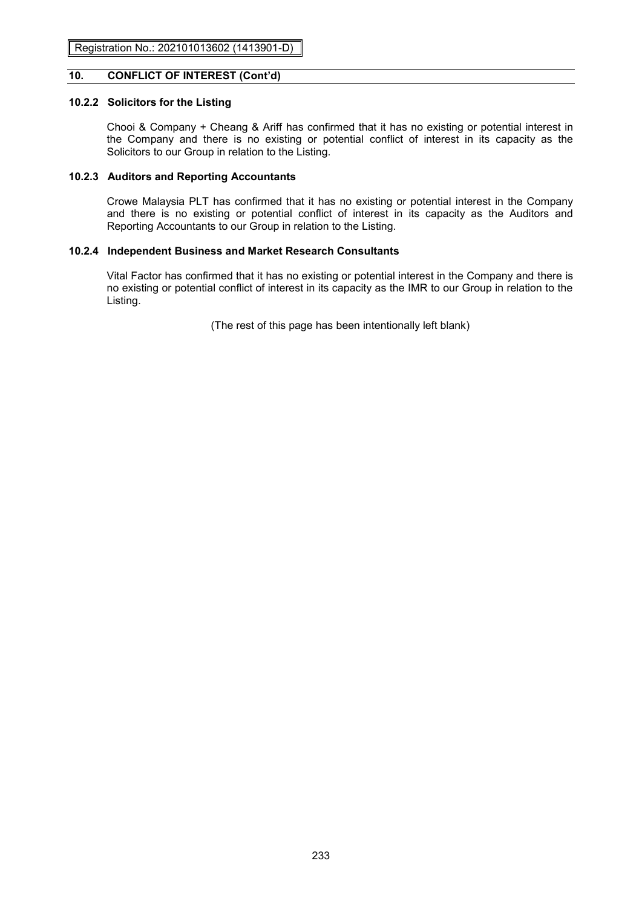## 10. CONFLICT OF INTEREST (Cont'd)

### 10.2.2 Solicitors for the Listing

Chooi & Company + Cheang & Ariff has confirmed that it has no existing or potential interest in the Company and there is no existing or potential conflict of interest in its capacity as the Solicitors to our Group in relation to the Listing.

### 10.2.3 Auditors and Reporting Accountants

Crowe Malaysia PLT has confirmed that it has no existing or potential interest in the Company and there is no existing or potential conflict of interest in its capacity as the Auditors and Reporting Accountants to our Group in relation to the Listing.

### 10.2.4 Independent Business and Market Research Consultants

Vital Factor has confirmed that it has no existing or potential interest in the Company and there is no existing or potential conflict of interest in its capacity as the IMR to our Group in relation to the Listing.

(The rest of this page has been intentionally left blank)